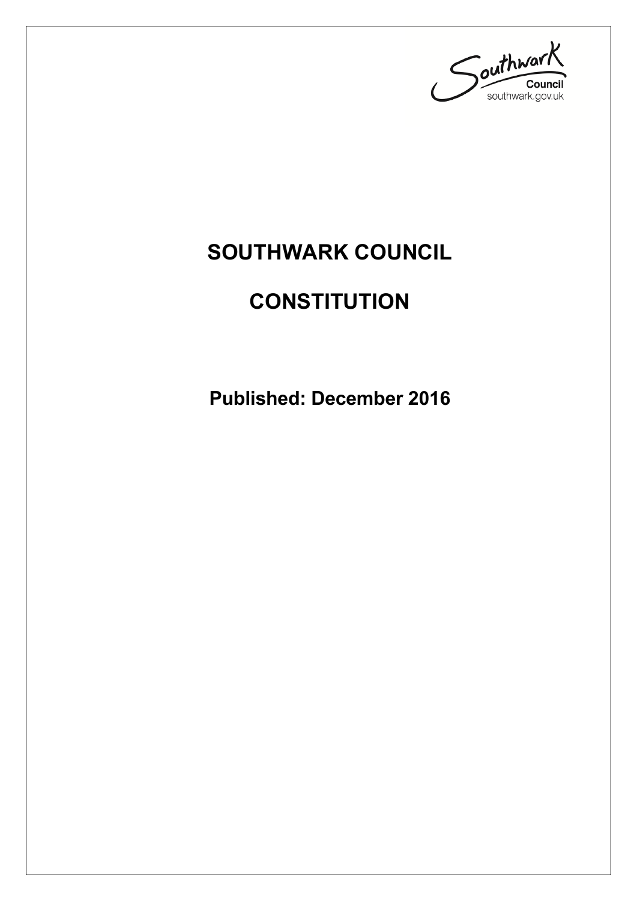Southwark Council
southwark.gov.uk

# SOUTHWARK COUNCIL

# CONSTITUTION

**Published: December 2016**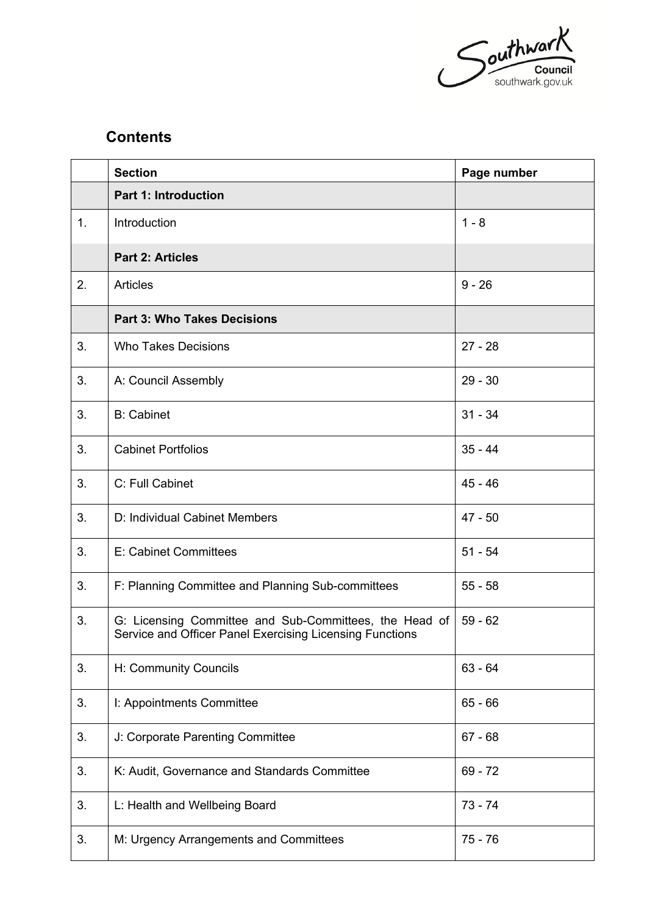## Contents

| | Section | Page number |
|---|---|---|
| | **Part 1: Introduction** | |
| 1. | Introduction | 1 - 8 |
| | **Part 2: Articles** | |
| 2. | Articles | 9 - 26 |
| | **Part 3: Who Takes Decisions** | |
| 3. | Who Takes Decisions | 27 - 28 |
| 3. | A: Council Assembly | 29 - 30 |
| 3. | B: Cabinet | 31 - 34 |
| 3. | Cabinet Portfolios | 35 - 44 |
| 3. | C: Full Cabinet | 45 - 46 |
| 3. | D: Individual Cabinet Members | 47 - 50 |
| 3. | E: Cabinet Committees | 51 - 54 |
| 3. | F: Planning Committee and Planning Sub-committees | 55 - 58 |
| 3. | G: Licensing Committee and Sub-Committees, the Head of Service and Officer Panel Exercising Licensing Functions | 59 - 62 |
| 3. | H: Community Councils | 63 - 64 |
| 3. | I: Appointments Committee | 65 - 66 |
| 3. | J: Corporate Parenting Committee | 67 - 68 |
| 3. | K: Audit, Governance and Standards Committee | 69 - 72 |
| 3. | L: Health and Wellbeing Board | 73 - 74 |
| 3. | M: Urgency Arrangements and Committees | 75 - 76 |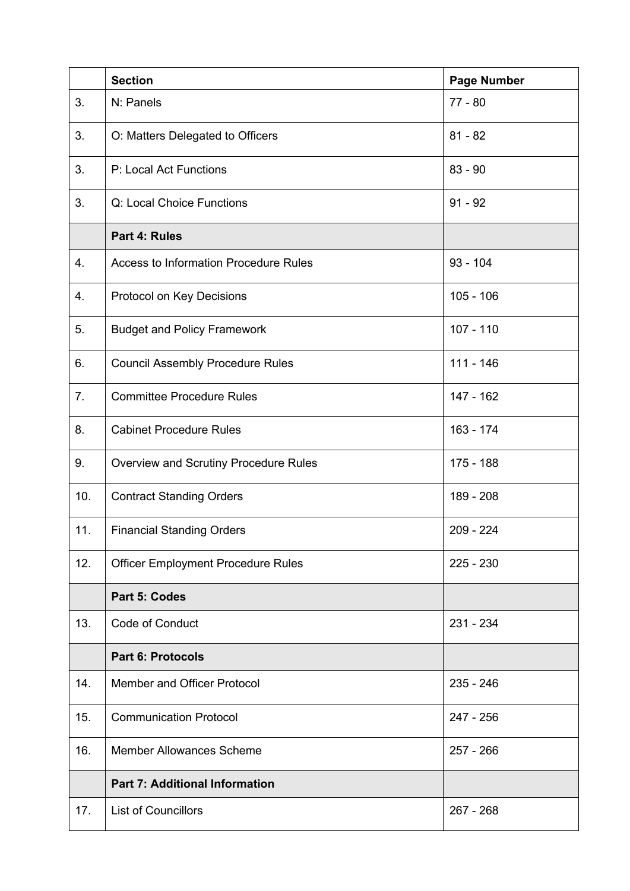|  | **Section** | **Page Number** |
|---|---|---|
| 3. | N: Panels | 77 - 80 |
| 3. | O: Matters Delegated to Officers | 81 - 82 |
| 3. | P: Local Act Functions | 83 - 90 |
| 3. | Q: Local Choice Functions | 91 - 92 |
|  | **Part 4: Rules** |  |
| 4. | Access to Information Procedure Rules | 93 - 104 |
| 4. | Protocol on Key Decisions | 105 - 106 |
| 5. | Budget and Policy Framework | 107 - 110 |
| 6. | Council Assembly Procedure Rules | 111 - 146 |
| 7. | Committee Procedure Rules | 147 - 162 |
| 8. | Cabinet Procedure Rules | 163 - 174 |
| 9. | Overview and Scrutiny Procedure Rules | 175 - 188 |
| 10. | Contract Standing Orders | 189 - 208 |
| 11. | Financial Standing Orders | 209 - 224 |
| 12. | Officer Employment Procedure Rules | 225 - 230 |
|  | **Part 5: Codes** |  |
| 13. | Code of Conduct | 231 - 234 |
|  | **Part 6: Protocols** |  |
| 14. | Member and Officer Protocol | 235 - 246 |
| 15. | Communication Protocol | 247 - 256 |
| 16. | Member Allowances Scheme | 257 - 266 |
|  | **Part 7: Additional Information** |  |
| 17. | List of Councillors | 267 - 268 |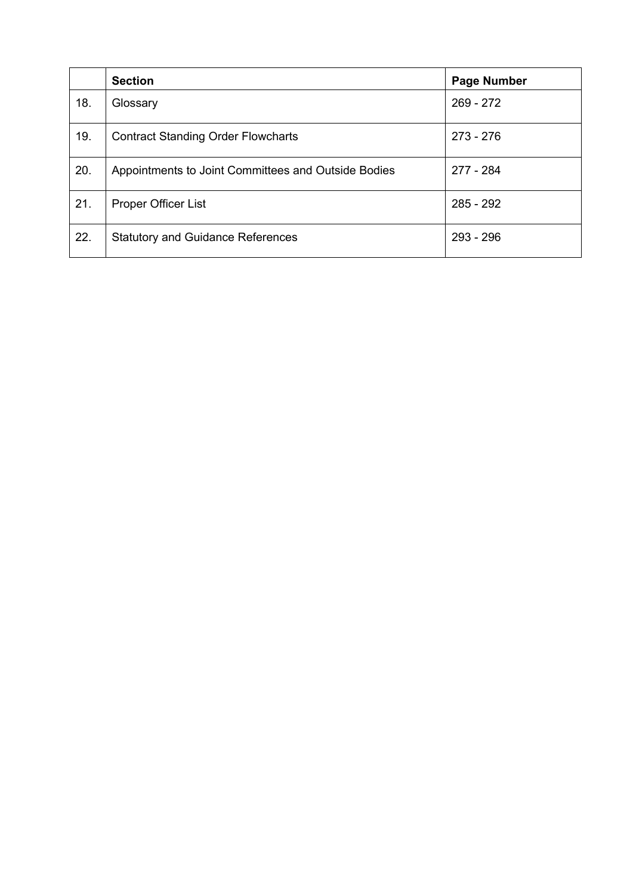| | Section | Page Number |
|---|---|---|
| 18. | Glossary | 269 - 272 |
| 19. | Contract Standing Order Flowcharts | 273 - 276 |
| 20. | Appointments to Joint Committees and Outside Bodies | 277 - 284 |
| 21. | Proper Officer List | 285 - 292 |
| 22. | Statutory and Guidance References | 293 - 296 |